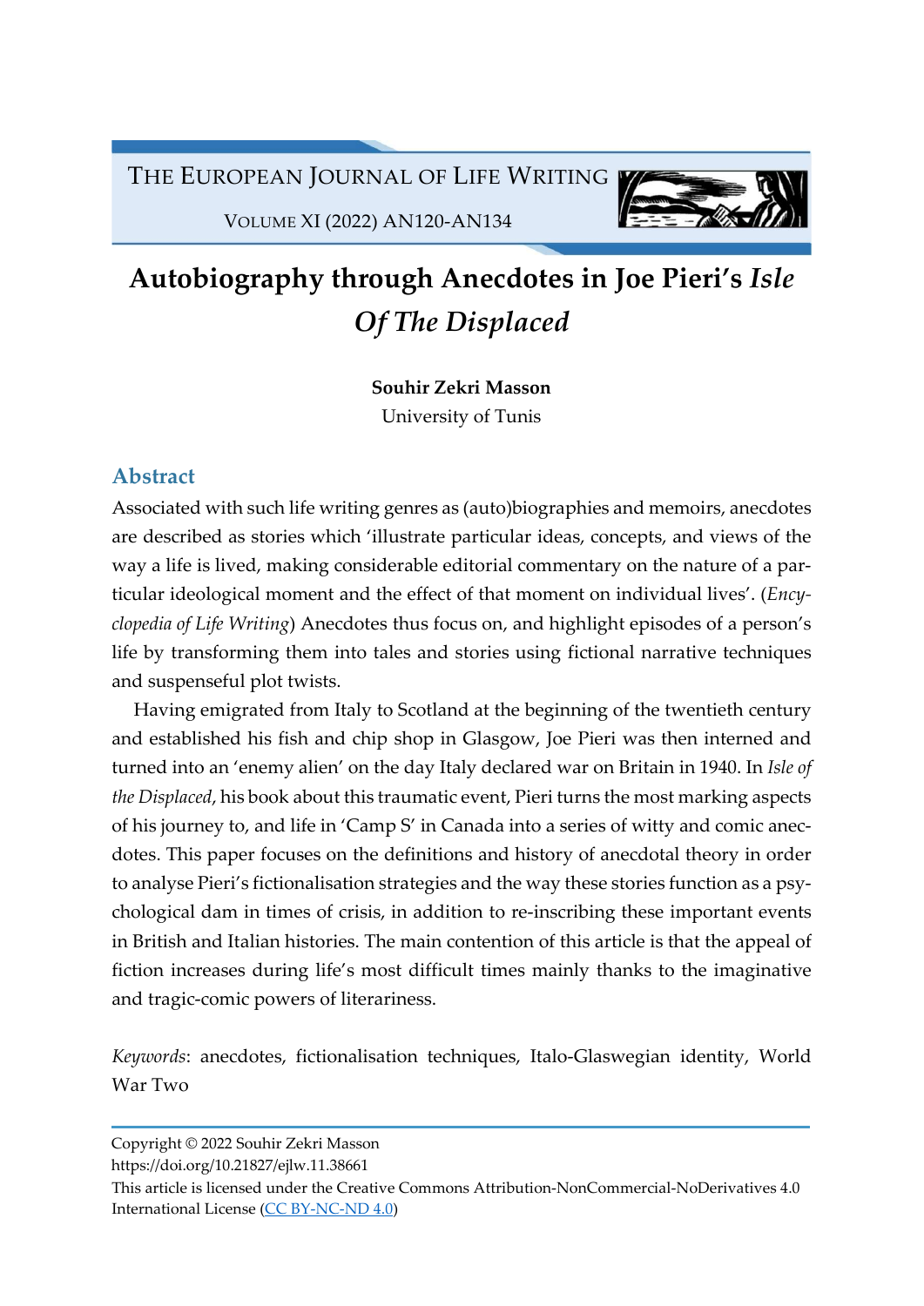# Autobiography through Anecdotes in Joe Pieri's *Isle Of The Displaced*

**Souhir Zekri Masson**
University of Tunis

## Abstract

Associated with such life writing genres as (auto)biographies and memoirs, anecdotes are described as stories which 'illustrate particular ideas, concepts, and views of the way a life is lived, making considerable editorial commentary on the nature of a particular ideological moment and the effect of that moment on individual lives'. (*Encyclopedia of Life Writing*) Anecdotes thus focus on, and highlight episodes of a person's life by transforming them into tales and stories using fictional narrative techniques and suspenseful plot twists.

Having emigrated from Italy to Scotland at the beginning of the twentieth century and established his fish and chip shop in Glasgow, Joe Pieri was then interned and turned into an 'enemy alien' on the day Italy declared war on Britain in 1940. In *Isle of the Displaced*, his book about this traumatic event, Pieri turns the most marking aspects of his journey to, and life in 'Camp S' in Canada into a series of witty and comic anecdotes. This paper focuses on the definitions and history of anecdotal theory in order to analyse Pieri's fictionalisation strategies and the way these stories function as a psychological dam in times of crisis, in addition to re-inscribing these important events in British and Italian histories. The main contention of this article is that the appeal of fiction increases during life's most difficult times mainly thanks to the imaginative and tragic-comic powers of literariness.

*Keywords*: anecdotes, fictionalisation techniques, Italo-Glaswegian identity, World War Two

---

Copyright © 2022 Souhir Zekri Masson
https://doi.org/10.21827/ejlw.11.38661
This article is licensed under the Creative Commons Attribution-NonCommercial-NoDerivatives 4.0 International License (CC BY-NC-ND 4.0)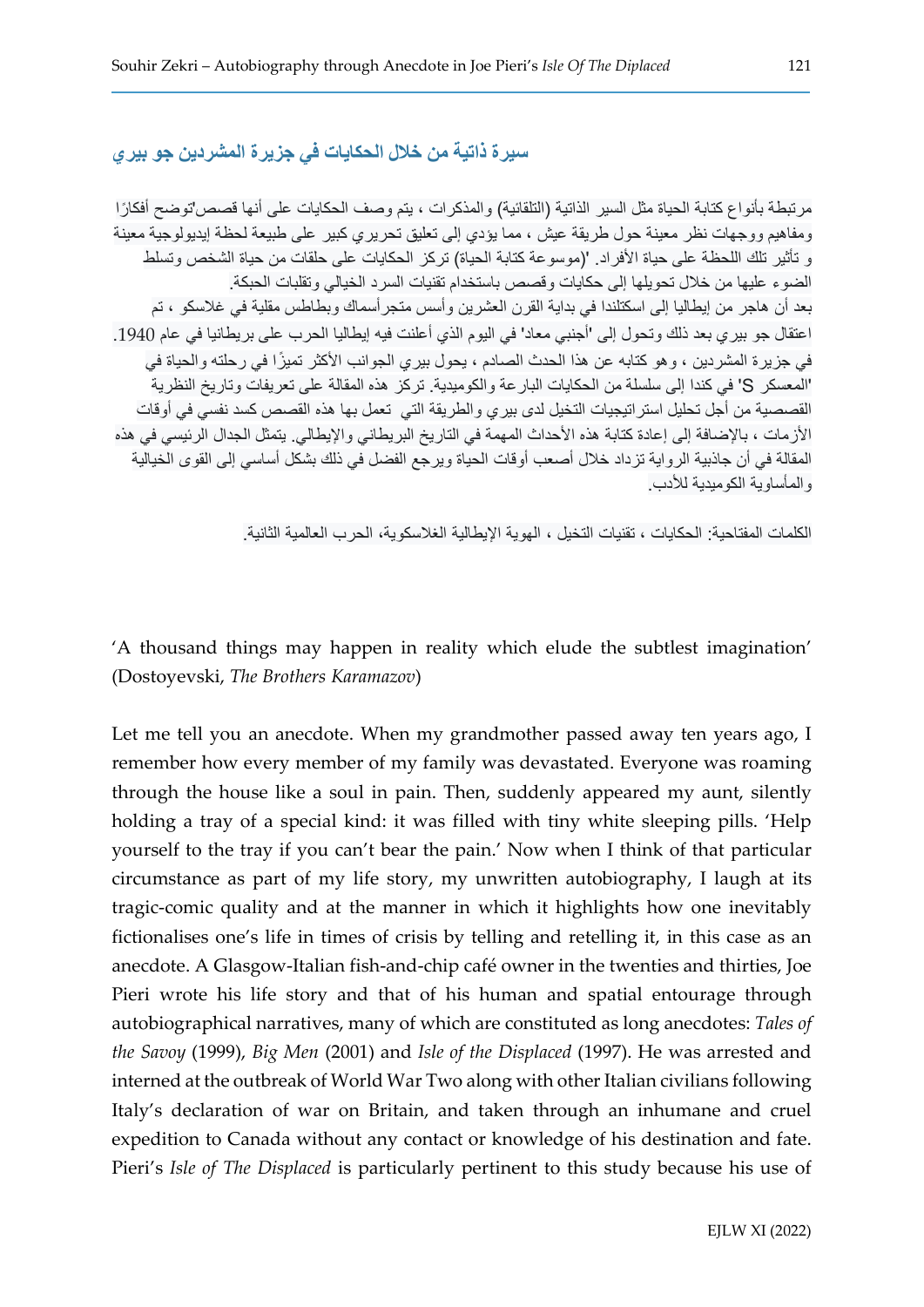## سيرة ذاتية من خلال الحكايات في جزيرة المشردين جو بيري

مرتبطة بأنواع كتابة الحياة مثل السير الذاتية (التلقائية) والمذكرات ، يتم وصف الحكايات على أنها قصص'توضح أفكارًا ومفاهيم ووجهات نظر معينة حول طريقة عيش ، مما يؤدي إلى تعليق تحريري كبير على طبيعة لحظة إيديولوجية معينة و تأثير تلك اللحظة على حياة الأفراد. '(موسوعة كتابة الحياة) تركز الحكايات على حلقات من حياة الشخص وتسلط الضوء عليها من خلال تحويلها إلى حكايات وقصص باستخدام تقنيات السرد الخيالي وتقلبات الحبكة.
بعد أن هاجر من إيطاليا إلى اسكتلندا في بداية القرن العشرين وأسس متجرأسماك وبطاطس مقلية في غلاسكو ، تم اعتقال جو بيري بعد ذلك وتحول إلى 'أجنبي معاد' في اليوم الذي أعلنت فيه إيطاليا الحرب على بريطانيا في عام 1940. في جزيرة المشردين ، وهو كتابه عن هذا الحدث الصادم ، يحول بيري الجوانب الأكثر تميزًا في رحلته والحياة في 'المعسكر S' في كندا إلى سلسلة من الحكايات البارعة والكوميدية. تركز هذه المقالة على تعريفات وتاريخ النظرية القصصية من أجل تحليل استراتيجيات التخيل لدى بيري والطريقة التي تعمل بها هذه القصص كسد نفسي في أوقات الأزمات ، بالإضافة إلى إعادة كتابة هذه الأحداث المهمة في التاريخ البريطاني والإيطالي. يتمثل الجدال الرئيسي في هذه المقالة في أن جاذبية الرواية تزداد خلال أصعب أوقات الحياة ويرجع الفضل في ذلك بشكل أساسي إلى القوى الخيالية والمأساوية الكوميدية للأدب.

الكلمات المفتاحية: الحكايات ، تقنيات التخيل ، الهوية الإيطالية الغلاسكوية، الحرب العالمية الثانية.

'A thousand things may happen in reality which elude the subtlest imagination' (Dostoyevski, *The Brothers Karamazov*)

Let me tell you an anecdote. When my grandmother passed away ten years ago, I remember how every member of my family was devastated. Everyone was roaming through the house like a soul in pain. Then, suddenly appeared my aunt, silently holding a tray of a special kind: it was filled with tiny white sleeping pills. 'Help yourself to the tray if you can't bear the pain.' Now when I think of that particular circumstance as part of my life story, my unwritten autobiography, I laugh at its tragic-comic quality and at the manner in which it highlights how one inevitably fictionalises one's life in times of crisis by telling and retelling it, in this case as an anecdote. A Glasgow-Italian fish-and-chip café owner in the twenties and thirties, Joe Pieri wrote his life story and that of his human and spatial entourage through autobiographical narratives, many of which are constituted as long anecdotes: *Tales of the Savoy* (1999), *Big Men* (2001) and *Isle of the Displaced* (1997). He was arrested and interned at the outbreak of World War Two along with other Italian civilians following Italy's declaration of war on Britain, and taken through an inhumane and cruel expedition to Canada without any contact or knowledge of his destination and fate. Pieri's *Isle of The Displaced* is particularly pertinent to this study because his use of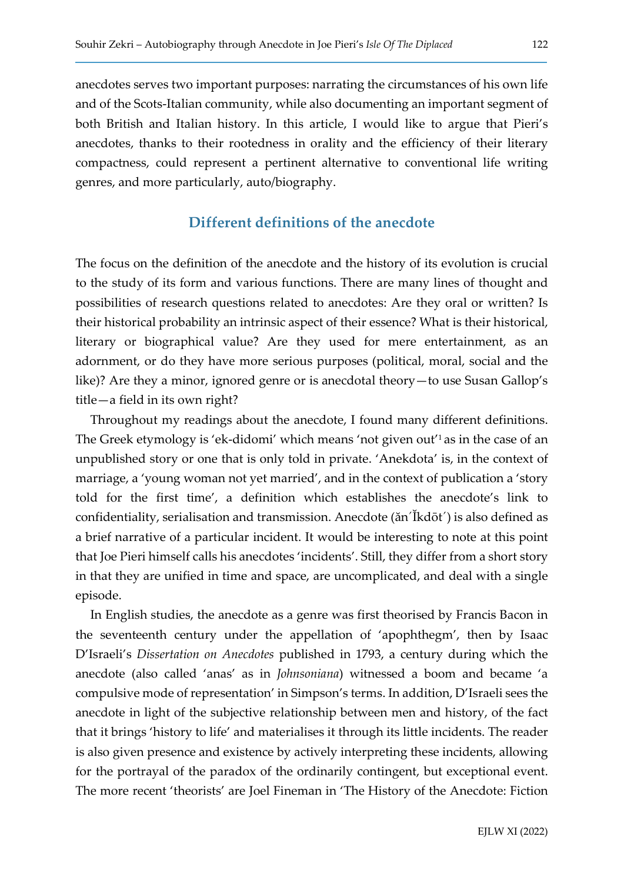anecdotes serves two important purposes: narrating the circumstances of his own life and of the Scots-Italian community, while also documenting an important segment of both British and Italian history. In this article, I would like to argue that Pieri's anecdotes, thanks to their rootedness in orality and the efficiency of their literary compactness, could represent a pertinent alternative to conventional life writing genres, and more particularly, auto/biography.

## Different definitions of the anecdote

The focus on the definition of the anecdote and the history of its evolution is crucial to the study of its form and various functions. There are many lines of thought and possibilities of research questions related to anecdotes: Are they oral or written? Is their historical probability an intrinsic aspect of their essence? What is their historical, literary or biographical value? Are they used for mere entertainment, as an adornment, or do they have more serious purposes (political, moral, social and the like)? Are they a minor, ignored genre or is anecdotal theory—to use Susan Gallop's title—a field in its own right?

Throughout my readings about the anecdote, I found many different definitions. The Greek etymology is 'ek-didomi' which means 'not given out'[1] as in the case of an unpublished story or one that is only told in private. 'Anekdota' is, in the context of marriage, a 'young woman not yet married', and in the context of publication a 'story told for the first time', a definition which establishes the anecdote's link to confidentiality, serialisation and transmission. Anecdote (ăn´Ĭkdōt´) is also defined as a brief narrative of a particular incident. It would be interesting to note at this point that Joe Pieri himself calls his anecdotes 'incidents'. Still, they differ from a short story in that they are unified in time and space, are uncomplicated, and deal with a single episode.

In English studies, the anecdote as a genre was first theorised by Francis Bacon in the seventeenth century under the appellation of 'apophthegm', then by Isaac D'Israeli's *Dissertation on Anecdotes* published in 1793, a century during which the anecdote (also called 'anas' as in *Johnsoniana*) witnessed a boom and became 'a compulsive mode of representation' in Simpson's terms. In addition, D'Israeli sees the anecdote in light of the subjective relationship between men and history, of the fact that it brings 'history to life' and materialises it through its little incidents. The reader is also given presence and existence by actively interpreting these incidents, allowing for the portrayal of the paradox of the ordinarily contingent, but exceptional event. The more recent 'theorists' are Joel Fineman in 'The History of the Anecdote: Fiction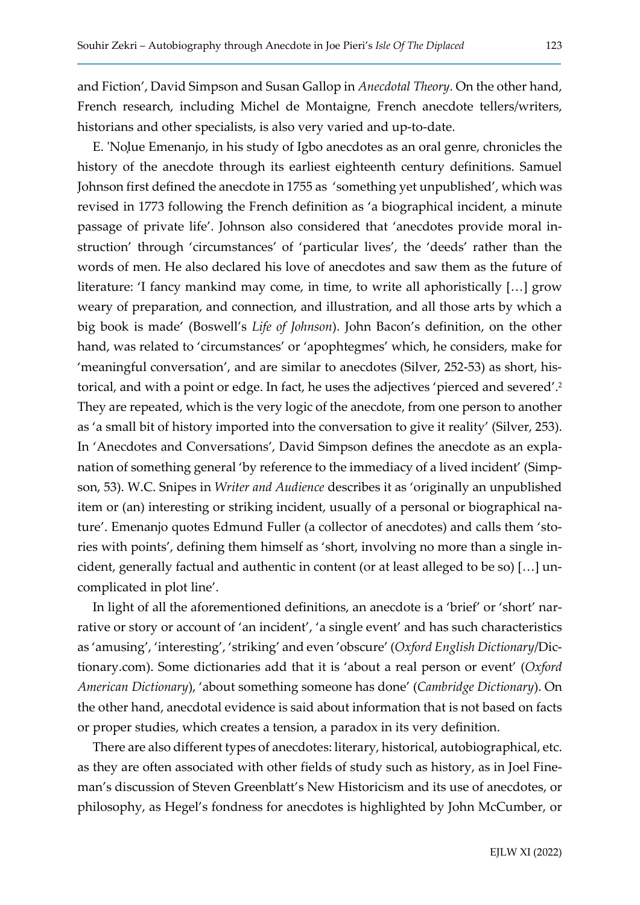and Fiction', David Simpson and Susan Gallop in *Anecdotal Theory*. On the other hand, French research, including Michel de Montaigne, French anecdote tellers/writers, historians and other specialists, is also very varied and up-to-date.

E. 'Nọlue Emenanjo, in his study of Igbo anecdotes as an oral genre, chronicles the history of the anecdote through its earliest eighteenth century definitions. Samuel Johnson first defined the anecdote in 1755 as 'something yet unpublished', which was revised in 1773 following the French definition as 'a biographical incident, a minute passage of private life'. Johnson also considered that 'anecdotes provide moral instruction' through 'circumstances' of 'particular lives', the 'deeds' rather than the words of men. He also declared his love of anecdotes and saw them as the future of literature: 'I fancy mankind may come, in time, to write all aphoristically […] grow weary of preparation, and connection, and illustration, and all those arts by which a big book is made' (Boswell's *Life of Johnson*). John Bacon's definition, on the other hand, was related to 'circumstances' or 'apophtegmes' which, he considers, make for 'meaningful conversation', and are similar to anecdotes (Silver, 252-53) as short, historical, and with a point or edge. In fact, he uses the adjectives 'pierced and severed'.[2] They are repeated, which is the very logic of the anecdote, from one person to another as 'a small bit of history imported into the conversation to give it reality' (Silver, 253). In 'Anecdotes and Conversations', David Simpson defines the anecdote as an explanation of something general 'by reference to the immediacy of a lived incident' (Simpson, 53). W.C. Snipes in *Writer and Audience* describes it as 'originally an unpublished item or (an) interesting or striking incident, usually of a personal or biographical nature'. Emenanjo quotes Edmund Fuller (a collector of anecdotes) and calls them 'stories with points', defining them himself as 'short, involving no more than a single incident, generally factual and authentic in content (or at least alleged to be so) […] uncomplicated in plot line'.

In light of all the aforementioned definitions, an anecdote is a 'brief' or 'short' narrative or story or account of 'an incident', 'a single event' and has such characteristics as 'amusing', 'interesting', 'striking' and even 'obscure' (*Oxford English Dictionary*/Dictionary.com). Some dictionaries add that it is 'about a real person or event' (*Oxford American Dictionary*), 'about something someone has done' (*Cambridge Dictionary*). On the other hand, anecdotal evidence is said about information that is not based on facts or proper studies, which creates a tension, a paradox in its very definition.

There are also different types of anecdotes: literary, historical, autobiographical, etc. as they are often associated with other fields of study such as history, as in Joel Fineman's discussion of Steven Greenblatt's New Historicism and its use of anecdotes, or philosophy, as Hegel's fondness for anecdotes is highlighted by John McCumber, or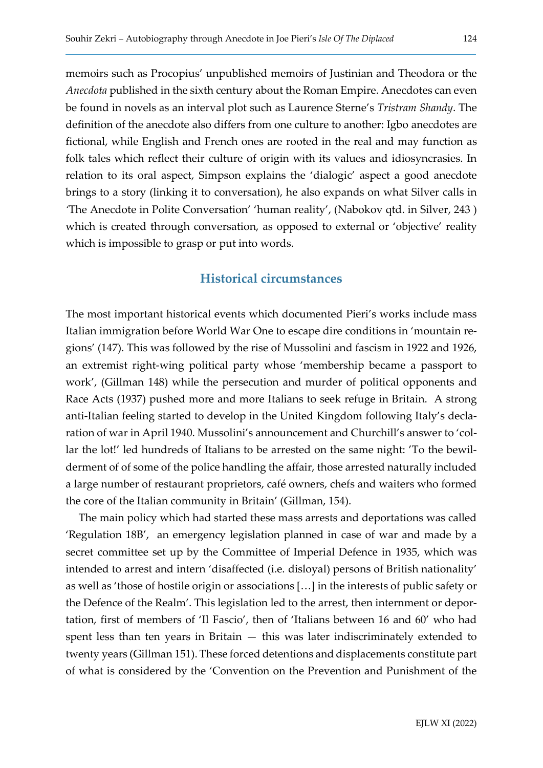memoirs such as Procopius' unpublished memoirs of Justinian and Theodora or the *Anecdota* published in the sixth century about the Roman Empire. Anecdotes can even be found in novels as an interval plot such as Laurence Sterne's *Tristram Shandy*. The definition of the anecdote also differs from one culture to another: Igbo anecdotes are fictional, while English and French ones are rooted in the real and may function as folk tales which reflect their culture of origin with its values and idiosyncrasies. In relation to its oral aspect, Simpson explains the 'dialogic' aspect a good anecdote brings to a story (linking it to conversation), he also expands on what Silver calls in 'The Anecdote in Polite Conversation' 'human reality', (Nabokov qtd. in Silver, 243 ) which is created through conversation, as opposed to external or 'objective' reality which is impossible to grasp or put into words.

## Historical circumstances

The most important historical events which documented Pieri's works include mass Italian immigration before World War One to escape dire conditions in 'mountain regions' (147). This was followed by the rise of Mussolini and fascism in 1922 and 1926, an extremist right-wing political party whose 'membership became a passport to work', (Gillman 148) while the persecution and murder of political opponents and Race Acts (1937) pushed more and more Italians to seek refuge in Britain. A strong anti-Italian feeling started to develop in the United Kingdom following Italy's declaration of war in April 1940. Mussolini's announcement and Churchill's answer to 'collar the lot!' led hundreds of Italians to be arrested on the same night: 'To the bewilderment of of some of the police handling the affair, those arrested naturally included a large number of restaurant proprietors, café owners, chefs and waiters who formed the core of the Italian community in Britain' (Gillman, 154).

The main policy which had started these mass arrests and deportations was called 'Regulation 18B', an emergency legislation planned in case of war and made by a secret committee set up by the Committee of Imperial Defence in 1935, which was intended to arrest and intern 'disaffected (i.e. disloyal) persons of British nationality' as well as 'those of hostile origin or associations […] in the interests of public safety or the Defence of the Realm'. This legislation led to the arrest, then internment or deportation, first of members of 'Il Fascio', then of 'Italians between 16 and 60' who had spent less than ten years in Britain — this was later indiscriminately extended to twenty years (Gillman 151). These forced detentions and displacements constitute part of what is considered by the 'Convention on the Prevention and Punishment of the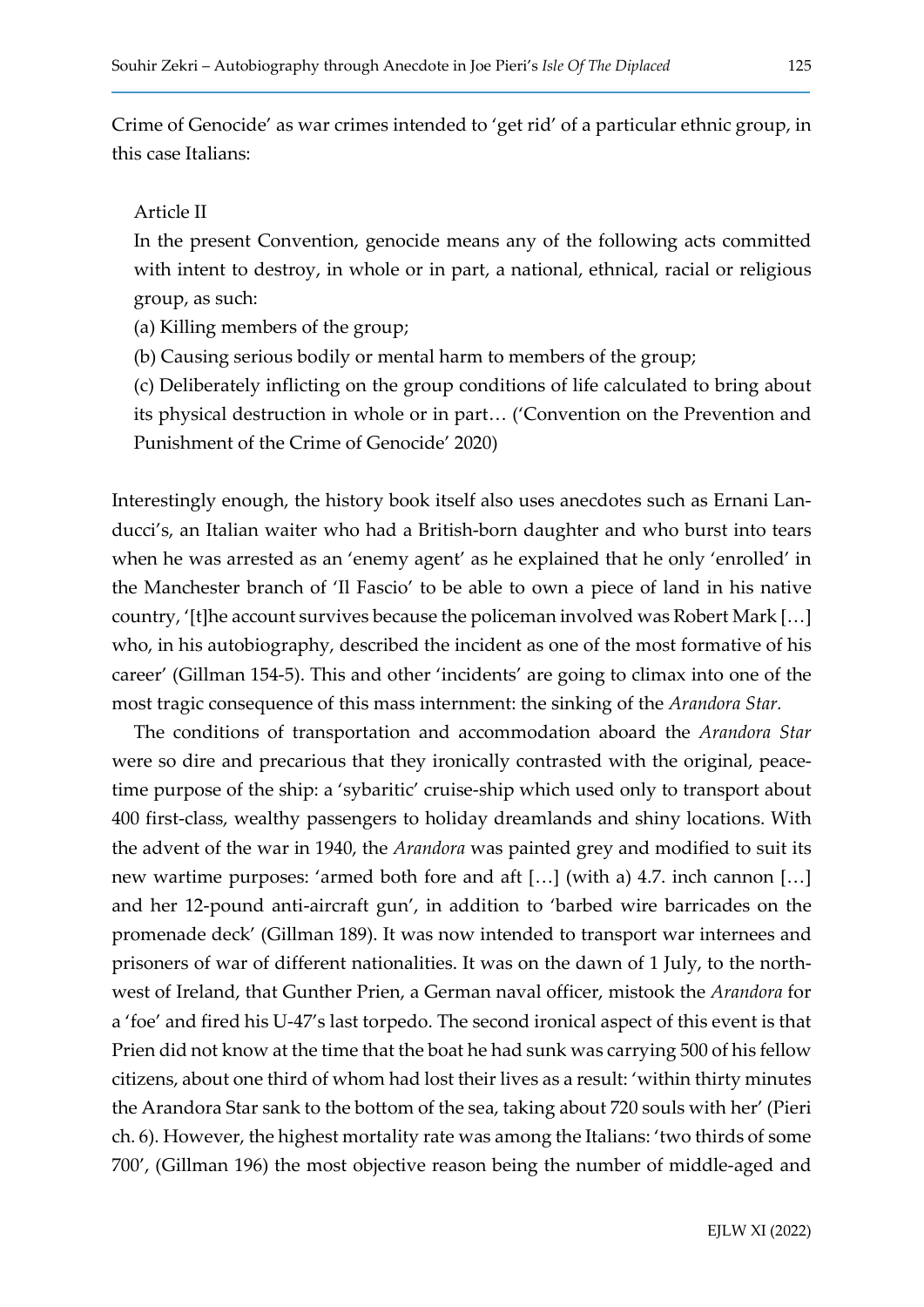Crime of Genocide' as war crimes intended to 'get rid' of a particular ethnic group, in this case Italians:

> Article II
>
> In the present Convention, genocide means any of the following acts committed with intent to destroy, in whole or in part, a national, ethnical, racial or religious group, as such:
>
> (a) Killing members of the group;
>
> (b) Causing serious bodily or mental harm to members of the group;
>
> (c) Deliberately inflicting on the group conditions of life calculated to bring about its physical destruction in whole or in part… ('Convention on the Prevention and Punishment of the Crime of Genocide' 2020)

Interestingly enough, the history book itself also uses anecdotes such as Ernani Landucci's, an Italian waiter who had a British-born daughter and who burst into tears when he was arrested as an 'enemy agent' as he explained that he only 'enrolled' in the Manchester branch of 'Il Fascio' to be able to own a piece of land in his native country, '[t]he account survives because the policeman involved was Robert Mark […] who, in his autobiography, described the incident as one of the most formative of his career' (Gillman 154-5). This and other 'incidents' are going to climax into one of the most tragic consequence of this mass internment: the sinking of the *Arandora Star.*

The conditions of transportation and accommodation aboard the *Arandora Star* were so dire and precarious that they ironically contrasted with the original, peacetime purpose of the ship: a 'sybaritic' cruise-ship which used only to transport about 400 first-class, wealthy passengers to holiday dreamlands and shiny locations. With the advent of the war in 1940, the *Arandora* was painted grey and modified to suit its new wartime purposes: 'armed both fore and aft […] (with a) 4.7. inch cannon […] and her 12-pound anti-aircraft gun', in addition to 'barbed wire barricades on the promenade deck' (Gillman 189). It was now intended to transport war internees and prisoners of war of different nationalities. It was on the dawn of 1 July, to the northwest of Ireland, that Gunther Prien, a German naval officer, mistook the *Arandora* for a 'foe' and fired his U-47's last torpedo. The second ironical aspect of this event is that Prien did not know at the time that the boat he had sunk was carrying 500 of his fellow citizens, about one third of whom had lost their lives as a result: 'within thirty minutes the Arandora Star sank to the bottom of the sea, taking about 720 souls with her' (Pieri ch. 6). However, the highest mortality rate was among the Italians: 'two thirds of some 700', (Gillman 196) the most objective reason being the number of middle-aged and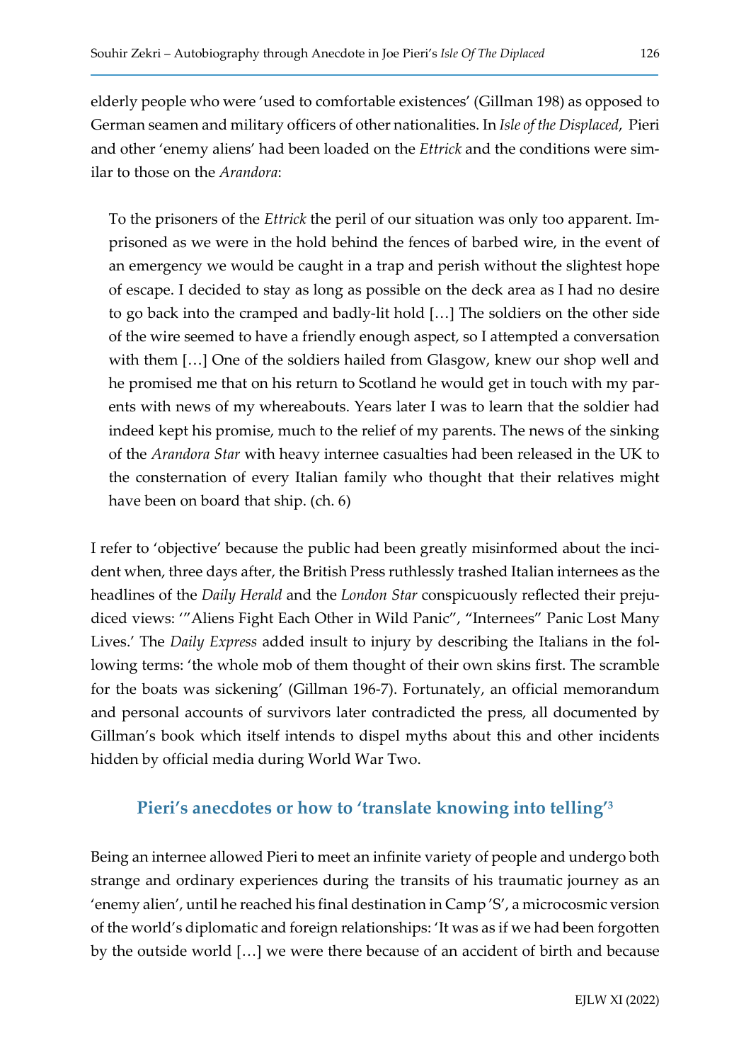elderly people who were 'used to comfortable existences' (Gillman 198) as opposed to German seamen and military officers of other nationalities. In *Isle of the Displaced*, Pieri and other 'enemy aliens' had been loaded on the *Ettrick* and the conditions were similar to those on the *Arandora*:

> To the prisoners of the *Ettrick* the peril of our situation was only too apparent. Imprisoned as we were in the hold behind the fences of barbed wire, in the event of an emergency we would be caught in a trap and perish without the slightest hope of escape. I decided to stay as long as possible on the deck area as I had no desire to go back into the cramped and badly-lit hold […] The soldiers on the other side of the wire seemed to have a friendly enough aspect, so I attempted a conversation with them […] One of the soldiers hailed from Glasgow, knew our shop well and he promised me that on his return to Scotland he would get in touch with my parents with news of my whereabouts. Years later I was to learn that the soldier had indeed kept his promise, much to the relief of my parents. The news of the sinking of the *Arandora Star* with heavy internee casualties had been released in the UK to the consternation of every Italian family who thought that their relatives might have been on board that ship. (ch. 6)

I refer to 'objective' because the public had been greatly misinformed about the incident when, three days after, the British Press ruthlessly trashed Italian internees as the headlines of the *Daily Herald* and the *London Star* conspicuously reflected their prejudiced views: '"Aliens Fight Each Other in Wild Panic", "Internees" Panic Lost Many Lives.' The *Daily Express* added insult to injury by describing the Italians in the following terms: 'the whole mob of them thought of their own skins first. The scramble for the boats was sickening' (Gillman 196-7). Fortunately, an official memorandum and personal accounts of survivors later contradicted the press, all documented by Gillman's book which itself intends to dispel myths about this and other incidents hidden by official media during World War Two.

## Pieri's anecdotes or how to 'translate knowing into telling'[3]

Being an internee allowed Pieri to meet an infinite variety of people and undergo both strange and ordinary experiences during the transits of his traumatic journey as an 'enemy alien', until he reached his final destination in Camp 'S', a microcosmic version of the world's diplomatic and foreign relationships: 'It was as if we had been forgotten by the outside world […] we were there because of an accident of birth and because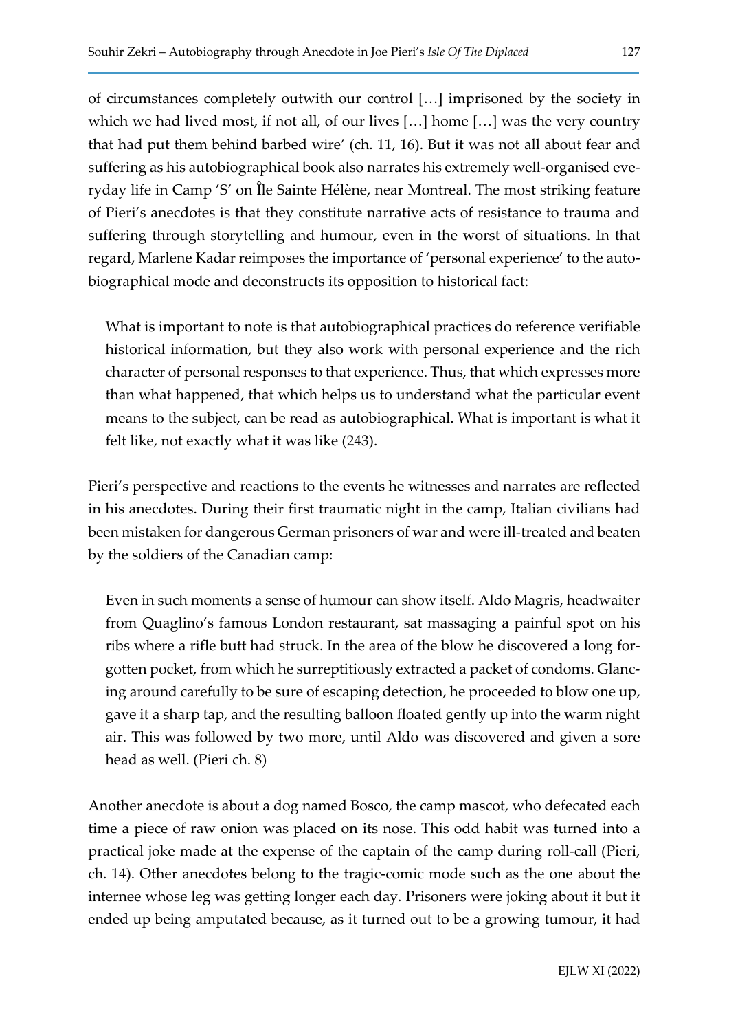of circumstances completely outwith our control […] imprisoned by the society in which we had lived most, if not all, of our lives […] home […] was the very country that had put them behind barbed wire' (ch. 11, 16). But it was not all about fear and suffering as his autobiographical book also narrates his extremely well-organised everyday life in Camp 'S' on Île Sainte Hélène, near Montreal. The most striking feature of Pieri's anecdotes is that they constitute narrative acts of resistance to trauma and suffering through storytelling and humour, even in the worst of situations. In that regard, Marlene Kadar reimposes the importance of 'personal experience' to the autobiographical mode and deconstructs its opposition to historical fact:

> What is important to note is that autobiographical practices do reference verifiable historical information, but they also work with personal experience and the rich character of personal responses to that experience. Thus, that which expresses more than what happened, that which helps us to understand what the particular event means to the subject, can be read as autobiographical. What is important is what it felt like, not exactly what it was like (243).

Pieri's perspective and reactions to the events he witnesses and narrates are reflected in his anecdotes. During their first traumatic night in the camp, Italian civilians had been mistaken for dangerous German prisoners of war and were ill-treated and beaten by the soldiers of the Canadian camp:

> Even in such moments a sense of humour can show itself. Aldo Magris, headwaiter from Quaglino's famous London restaurant, sat massaging a painful spot on his ribs where a rifle butt had struck. In the area of the blow he discovered a long forgotten pocket, from which he surreptitiously extracted a packet of condoms. Glancing around carefully to be sure of escaping detection, he proceeded to blow one up, gave it a sharp tap, and the resulting balloon floated gently up into the warm night air. This was followed by two more, until Aldo was discovered and given a sore head as well. (Pieri ch. 8)

Another anecdote is about a dog named Bosco, the camp mascot, who defecated each time a piece of raw onion was placed on its nose. This odd habit was turned into a practical joke made at the expense of the captain of the camp during roll-call (Pieri, ch. 14). Other anecdotes belong to the tragic-comic mode such as the one about the internee whose leg was getting longer each day. Prisoners were joking about it but it ended up being amputated because, as it turned out to be a growing tumour, it had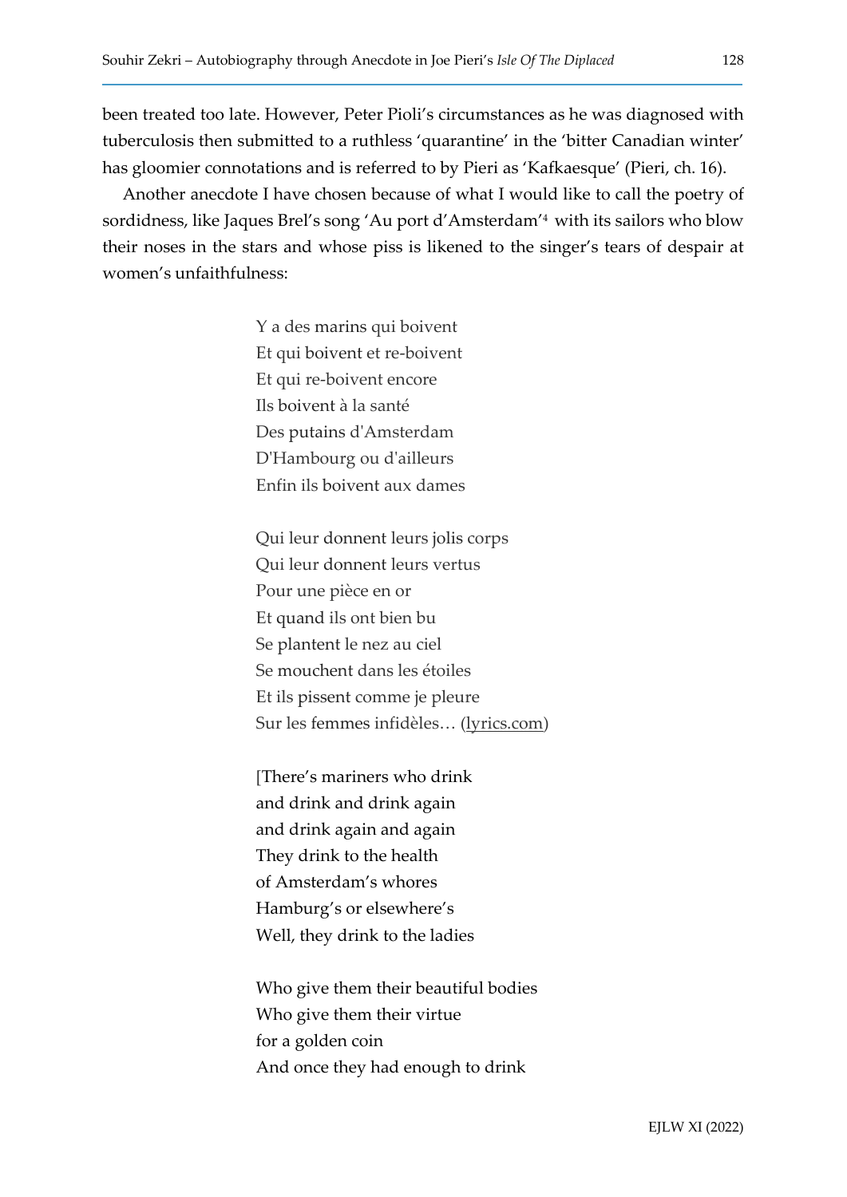been treated too late. However, Peter Pioli's circumstances as he was diagnosed with tuberculosis then submitted to a ruthless 'quarantine' in the 'bitter Canadian winter' has gloomier connotations and is referred to by Pieri as 'Kafkaesque' (Pieri, ch. 16).

Another anecdote I have chosen because of what I would like to call the poetry of sordidness, like Jaques Brel's song 'Au port d'Amsterdam'[4] with its sailors who blow their noses in the stars and whose piss is likened to the singer's tears of despair at women's unfaithfulness:

> Y a des marins qui boivent
> Et qui boivent et re-boivent
> Et qui re-boivent encore
> Ils boivent à la santé
> Des putains d'Amsterdam
> D'Hambourg ou d'ailleurs
> Enfin ils boivent aux dames
>
> Qui leur donnent leurs jolis corps
> Qui leur donnent leurs vertus
> Pour une pièce en or
> Et quand ils ont bien bu
> Se plantent le nez au ciel
> Se mouchent dans les étoiles
> Et ils pissent comme je pleure
> Sur les femmes infidèles… (lyrics.com)
>
> [There's mariners who drink
> and drink and drink again
> and drink again and again
> They drink to the health
> of Amsterdam's whores
> Hamburg's or elsewhere's
> Well, they drink to the ladies
>
> Who give them their beautiful bodies
> Who give them their virtue
> for a golden coin
> And once they had enough to drink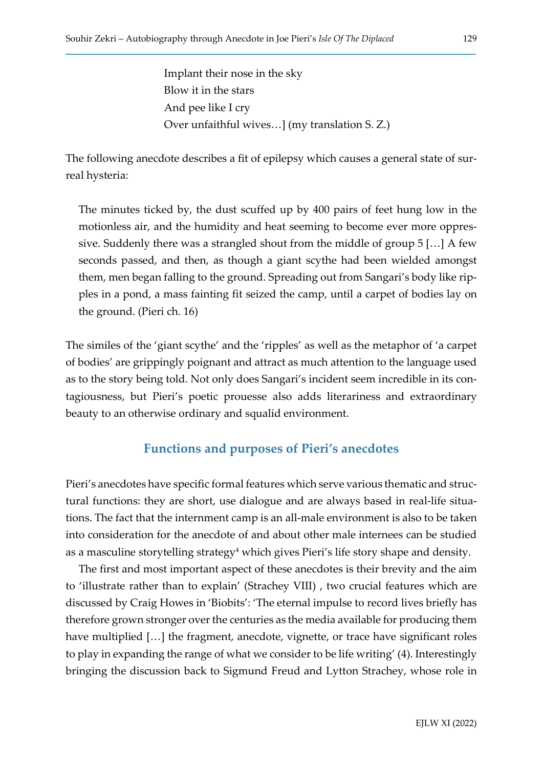Implant their nose in the sky
Blow it in the stars
And pee like I cry
Over unfaithful wives…] (my translation S. Z.)

The following anecdote describes a fit of epilepsy which causes a general state of surreal hysteria:

> The minutes ticked by, the dust scuffed up by 400 pairs of feet hung low in the motionless air, and the humidity and heat seeming to become ever more oppressive. Suddenly there was a strangled shout from the middle of group 5 […] A few seconds passed, and then, as though a giant scythe had been wielded amongst them, men began falling to the ground. Spreading out from Sangari's body like ripples in a pond, a mass fainting fit seized the camp, until a carpet of bodies lay on the ground. (Pieri ch. 16)

The similes of the 'giant scythe' and the 'ripples' as well as the metaphor of 'a carpet of bodies' are grippingly poignant and attract as much attention to the language used as to the story being told. Not only does Sangari's incident seem incredible in its contagiousness, but Pieri's poetic prouesse also adds literariness and extraordinary beauty to an otherwise ordinary and squalid environment.

## Functions and purposes of Pieri's anecdotes

Pieri's anecdotes have specific formal features which serve various thematic and structural functions: they are short, use dialogue and are always based in real-life situations. The fact that the internment camp is an all-male environment is also to be taken into consideration for the anecdote of and about other male internees can be studied as a masculine storytelling strategy[4] which gives Pieri's life story shape and density.

The first and most important aspect of these anecdotes is their brevity and the aim to 'illustrate rather than to explain' (Strachey VIII) , two crucial features which are discussed by Craig Howes in 'Biobits': 'The eternal impulse to record lives briefly has therefore grown stronger over the centuries as the media available for producing them have multiplied […] the fragment, anecdote, vignette, or trace have significant roles to play in expanding the range of what we consider to be life writing' (4). Interestingly bringing the discussion back to Sigmund Freud and Lytton Strachey, whose role in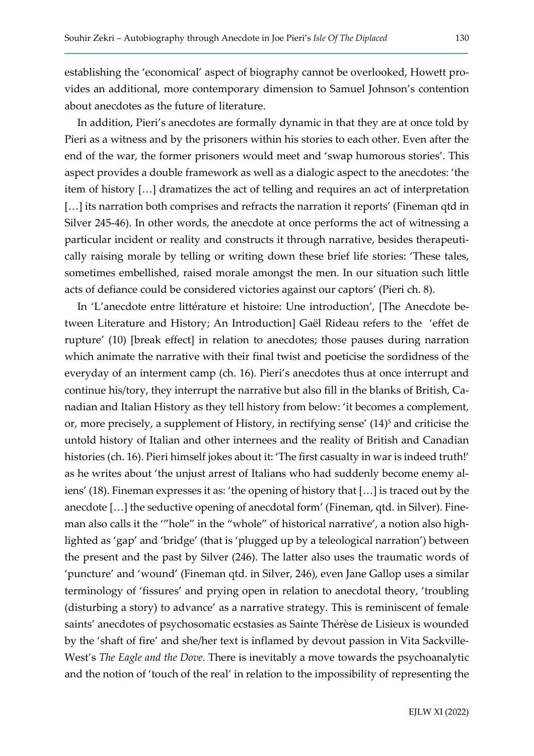establishing the 'economical' aspect of biography cannot be overlooked, Howett provides an additional, more contemporary dimension to Samuel Johnson's contention about anecdotes as the future of literature.

In addition, Pieri's anecdotes are formally dynamic in that they are at once told by Pieri as a witness and by the prisoners within his stories to each other. Even after the end of the war, the former prisoners would meet and 'swap humorous stories'. This aspect provides a double framework as well as a dialogic aspect to the anecdotes: 'the item of history […] dramatizes the act of telling and requires an act of interpretation […] its narration both comprises and refracts the narration it reports' (Fineman qtd in Silver 245-46). In other words, the anecdote at once performs the act of witnessing a particular incident or reality and constructs it through narrative, besides therapeutically raising morale by telling or writing down these brief life stories: 'These tales, sometimes embellished, raised morale amongst the men. In our situation such little acts of defiance could be considered victories against our captors' (Pieri ch. 8).

In 'L'anecdote entre littérature et histoire: Une introduction', [The Anecdote between Literature and History; An Introduction] Gaël Rideau refers to the 'effet de rupture' (10) [break effect] in relation to anecdotes; those pauses during narration which animate the narrative with their final twist and poeticise the sordidness of the everyday of an interment camp (ch. 16). Pieri's anecdotes thus at once interrupt and continue his/tory, they interrupt the narrative but also fill in the blanks of British, Canadian and Italian History as they tell history from below: 'it becomes a complement, or, more precisely, a supplement of History, in rectifying sense' (14)[5] and criticise the untold history of Italian and other internees and the reality of British and Canadian histories (ch. 16). Pieri himself jokes about it: 'The first casualty in war is indeed truth!' as he writes about 'the unjust arrest of Italians who had suddenly become enemy aliens' (18). Fineman expresses it as: 'the opening of history that […] is traced out by the anecdote […] the seductive opening of anecdotal form' (Fineman, qtd. in Silver). Fineman also calls it the '"hole" in the "whole" of historical narrative', a notion also highlighted as 'gap' and 'bridge' (that is 'plugged up by a teleological narration') between the present and the past by Silver (246). The latter also uses the traumatic words of 'puncture' and 'wound' (Fineman qtd. in Silver, 246), even Jane Gallop uses a similar terminology of 'fissures' and prying open in relation to anecdotal theory, 'troubling (disturbing a story) to advance' as a narrative strategy. This is reminiscent of female saints' anecdotes of psychosomatic ecstasies as Sainte Thérèse de Lisieux is wounded by the 'shaft of fire' and she/her text is inflamed by devout passion in Vita Sackville-West's *The Eagle and the Dove.* There is inevitably a move towards the psychoanalytic and the notion of 'touch of the real' in relation to the impossibility of representing the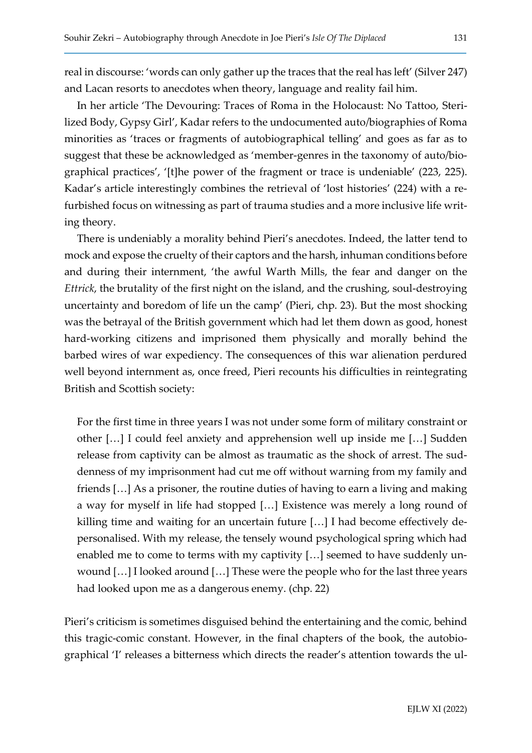real in discourse: 'words can only gather up the traces that the real has left' (Silver 247) and Lacan resorts to anecdotes when theory, language and reality fail him.

In her article 'The Devouring: Traces of Roma in the Holocaust: No Tattoo, Sterilized Body, Gypsy Girl', Kadar refers to the undocumented auto/biographies of Roma minorities as 'traces or fragments of autobiographical telling' and goes as far as to suggest that these be acknowledged as 'member-genres in the taxonomy of auto/biographical practices', '[t]he power of the fragment or trace is undeniable' (223, 225). Kadar's article interestingly combines the retrieval of 'lost histories' (224) with a refurbished focus on witnessing as part of trauma studies and a more inclusive life writing theory.

There is undeniably a morality behind Pieri's anecdotes. Indeed, the latter tend to mock and expose the cruelty of their captors and the harsh, inhuman conditions before and during their internment, 'the awful Warth Mills, the fear and danger on the *Ettrick*, the brutality of the first night on the island, and the crushing, soul-destroying uncertainty and boredom of life un the camp' (Pieri, chp. 23). But the most shocking was the betrayal of the British government which had let them down as good, honest hard-working citizens and imprisoned them physically and morally behind the barbed wires of war expediency. The consequences of this war alienation perdured well beyond internment as, once freed, Pieri recounts his difficulties in reintegrating British and Scottish society:

> For the first time in three years I was not under some form of military constraint or other […] I could feel anxiety and apprehension well up inside me […] Sudden release from captivity can be almost as traumatic as the shock of arrest. The suddenness of my imprisonment had cut me off without warning from my family and friends […] As a prisoner, the routine duties of having to earn a living and making a way for myself in life had stopped […] Existence was merely a long round of killing time and waiting for an uncertain future […] I had become effectively depersonalised. With my release, the tensely wound psychological spring which had enabled me to come to terms with my captivity […] seemed to have suddenly unwound […] I looked around […] These were the people who for the last three years had looked upon me as a dangerous enemy. (chp. 22)

Pieri's criticism is sometimes disguised behind the entertaining and the comic, behind this tragic-comic constant. However, in the final chapters of the book, the autobiographical 'I' releases a bitterness which directs the reader's attention towards the ul-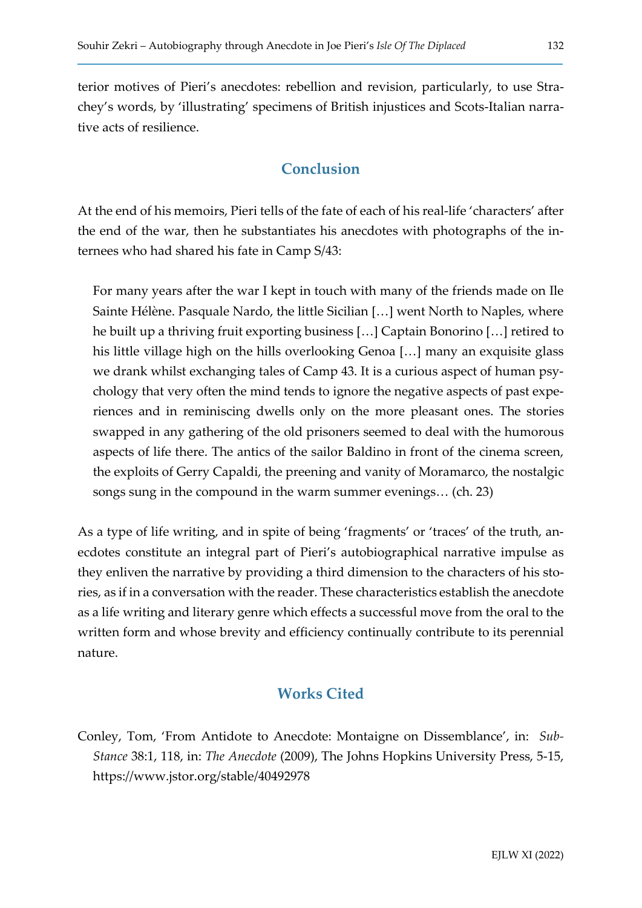terior motives of Pieri's anecdotes: rebellion and revision, particularly, to use Strachey's words, by 'illustrating' specimens of British injustices and Scots-Italian narrative acts of resilience.

## Conclusion

At the end of his memoirs, Pieri tells of the fate of each of his real-life 'characters' after the end of the war, then he substantiates his anecdotes with photographs of the internees who had shared his fate in Camp S/43:

> For many years after the war I kept in touch with many of the friends made on Ile Sainte Hélène. Pasquale Nardo, the little Sicilian […] went North to Naples, where he built up a thriving fruit exporting business […] Captain Bonorino […] retired to his little village high on the hills overlooking Genoa […] many an exquisite glass we drank whilst exchanging tales of Camp 43. It is a curious aspect of human psychology that very often the mind tends to ignore the negative aspects of past experiences and in reminiscing dwells only on the more pleasant ones. The stories swapped in any gathering of the old prisoners seemed to deal with the humorous aspects of life there. The antics of the sailor Baldino in front of the cinema screen, the exploits of Gerry Capaldi, the preening and vanity of Moramarco, the nostalgic songs sung in the compound in the warm summer evenings… (ch. 23)

As a type of life writing, and in spite of being 'fragments' or 'traces' of the truth, anecdotes constitute an integral part of Pieri's autobiographical narrative impulse as they enliven the narrative by providing a third dimension to the characters of his stories, as if in a conversation with the reader. These characteristics establish the anecdote as a life writing and literary genre which effects a successful move from the oral to the written form and whose brevity and efficiency continually contribute to its perennial nature.

## Works Cited

Conley, Tom, 'From Antidote to Anecdote: Montaigne on Dissemblance', in: *SubStance* 38:1, 118, in: *The Anecdote* (2009), The Johns Hopkins University Press, 5-15, https://www.jstor.org/stable/40492978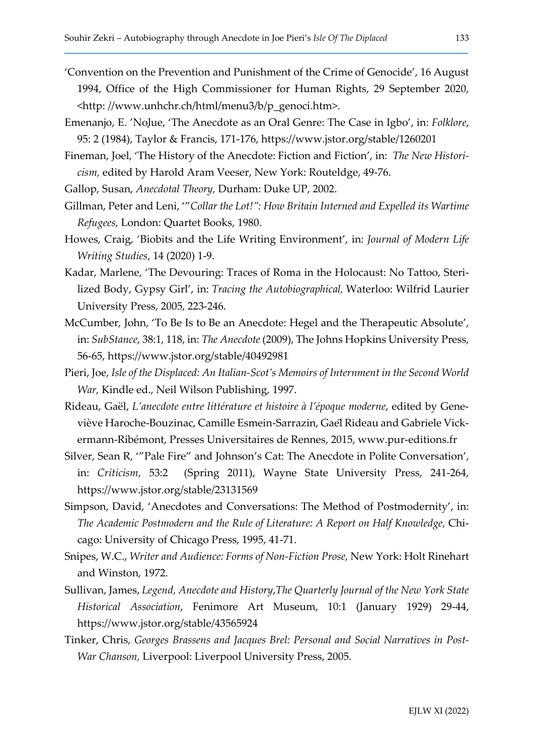'Convention on the Prevention and Punishment of the Crime of Genocide', 16 August 1994, Office of the High Commissioner for Human Rights, 29 September 2020, <http: //www.unhchr.ch/html/menu3/b/p_genoci.htm>.

Emenanjo, E. 'Nọlue, 'The Anecdote as an Oral Genre: The Case in Igbo', in: *Folklore*, 95: 2 (1984), Taylor & Francis, 171-176, https://www.jstor.org/stable/1260201

Fineman, Joel, 'The History of the Anecdote: Fiction and Fiction', in: *The New Historicism,* edited by Harold Aram Veeser, New York: Routeldge, 49-76.

Gallop, Susan, *Anecdotal Theory,* Durham: Duke UP, 2002.

Gillman, Peter and Leni, '"*Collar the Lot!": How Britain Interned and Expelled its Wartime Refugees,* London: Quartet Books, 1980.

Howes, Craig, 'Biobits and the Life Writing Environment', in: *Journal of Modern Life Writing Studies*, 14 (2020) 1-9.

Kadar, Marlene, 'The Devouring: Traces of Roma in the Holocaust: No Tattoo, Sterilized Body, Gypsy Girl', in: *Tracing the Autobiographical,* Waterloo: Wilfrid Laurier University Press, 2005, 223-246.

McCumber, John, 'To Be Is to Be an Anecdote: Hegel and the Therapeutic Absolute', in: *SubStance*, 38:1, 118, in: *The Anecdote* (2009), The Johns Hopkins University Press, 56-65, https://www.jstor.org/stable/40492981

Pieri, Joe, *Isle of the Displaced: An Italian-Scot's Memoirs of Internment in the Second World War,* Kindle ed., Neil Wilson Publishing, 1997.

Rideau, Gaël, *L'anecdote entre littérature et histoire à l'époque moderne*, edited by Geneviève Haroche-Bouzinac, Camille Esmein-Sarrazin, Gaël Rideau and Gabriele Vickermann-Ribémont, Presses Universitaires de Rennes, 2015, www.pur-editions.fr

Silver, Sean R, '"Pale Fire" and Johnson's Cat: The Anecdote in Polite Conversation', in: *Criticism*, 53:2 (Spring 2011), Wayne State University Press, 241-264, https://www.jstor.org/stable/23131569

Simpson, David, 'Anecdotes and Conversations: The Method of Postmodernity', in: *The Academic Postmodern and the Rule of Literature: A Report on Half Knowledge,* Chicago: University of Chicago Press, 1995, 41-71.

Snipes, W.C., *Writer and Audience: Forms of Non-Fiction Prose,* New York: Holt Rinehart and Winston, 1972.

Sullivan, James, *Legend, Anecdote and History*,*The Quarterly Journal of the New York State Historical Association*, Fenimore Art Museum, 10:1 (January 1929) 29-44, https://www.jstor.org/stable/43565924

Tinker, Chris, *Georges Brassens and Jacques Brel: Personal and Social Narratives in Post-War Chanson,* Liverpool: Liverpool University Press, 2005.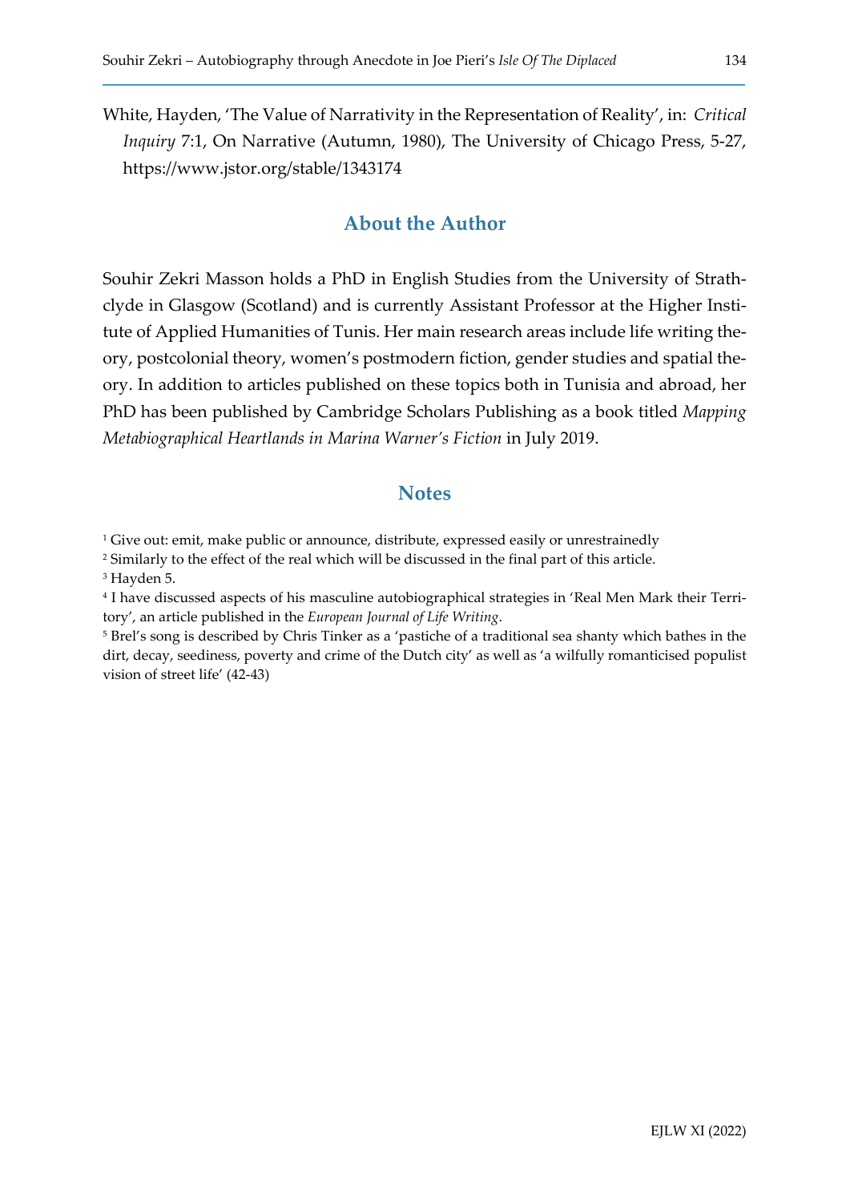White, Hayden, 'The Value of Narrativity in the Representation of Reality', in: *Critical Inquiry* 7:1, On Narrative (Autumn, 1980), The University of Chicago Press, 5-27, https://www.jstor.org/stable/1343174

## About the Author

Souhir Zekri Masson holds a PhD in English Studies from the University of Strathclyde in Glasgow (Scotland) and is currently Assistant Professor at the Higher Institute of Applied Humanities of Tunis. Her main research areas include life writing theory, postcolonial theory, women's postmodern fiction, gender studies and spatial theory. In addition to articles published on these topics both in Tunisia and abroad, her PhD has been published by Cambridge Scholars Publishing as a book titled *Mapping Metabiographical Heartlands in Marina Warner's Fiction* in July 2019.

## Notes

[1] Give out: emit, make public or announce, distribute, expressed easily or unrestrainedly

[2] Similarly to the effect of the real which will be discussed in the final part of this article.

[3] Hayden 5.

[4] I have discussed aspects of his masculine autobiographical strategies in 'Real Men Mark their Territory', an article published in the *European Journal of Life Writing*.

[5] Brel's song is described by Chris Tinker as a 'pastiche of a traditional sea shanty which bathes in the dirt, decay, seediness, poverty and crime of the Dutch city' as well as 'a wilfully romanticised populist vision of street life' (42-43)